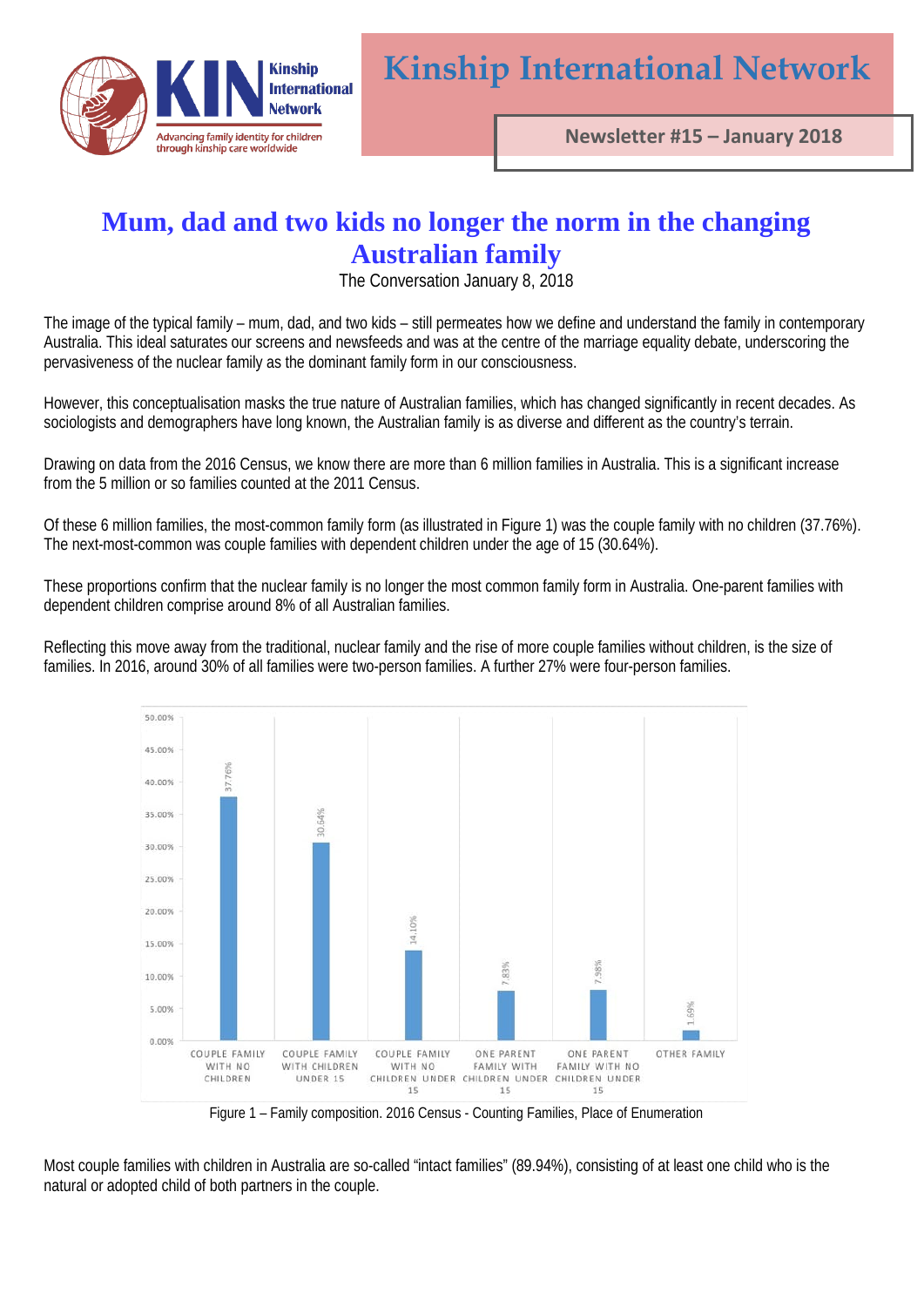# Kinship International Network

**Newsletter #15 – January 2018**

## Mum, dad and two kids no longer the norm in the changing Australian family

The Conversation January 8, 2018

The image of the typical family – mum, dad, and two kids – still permeates how we define and understand the family in contemporary Australia. This ideal saturates our screens and newsfeeds and was at the centre of the marriage equality debate, underscoring the pervasiveness of the nuclear family as the dominant family form in our consciousness.

However, this conceptualisation masks the true nature of Australian families, which has changed significantly in recent decades. As sociologists and demographers have long known, the Australian family is as diverse and different as the country's terrain.

Drawing on data from the 2016 Census, we know there are more than 6 million families in Australia. This is a significant increase from the 5 million or so families counted at the 2011 Census.

Of these 6 million families, the most-common family form (as illustrated in Figure 1) was the couple family with no children (37.76%). The next-most-common was couple families with dependent children under the age of 15 (30.64%).

These proportions confirm that the nuclear family is no longer the most common family form in Australia. One-parent families with dependent children comprise around 8% of all Australian families.

Reflecting this move away from the traditional, nuclear family and the rise of more couple families without children, is the size of families. In 2016, around 30% of all families were two-person families. A further 27% were four-person families.

| Family type | Percentage |
|---|---|
| Couple family with no children | 37.76% |
| Couple family with children under 15 | 30.64% |
| Couple family with no children under 15 | 14.10% |
| One parent family with children under 15 | 7.83% |
| One parent family with no children under 15 | 7.98% |
| Other family | 1.69% |

Figure 1 – Family composition. 2016 Census - Counting Families, Place of Enumeration

Most couple families with children in Australia are so-called "intact families" (89.94%), consisting of at least one child who is the natural or adopted child of both partners in the couple.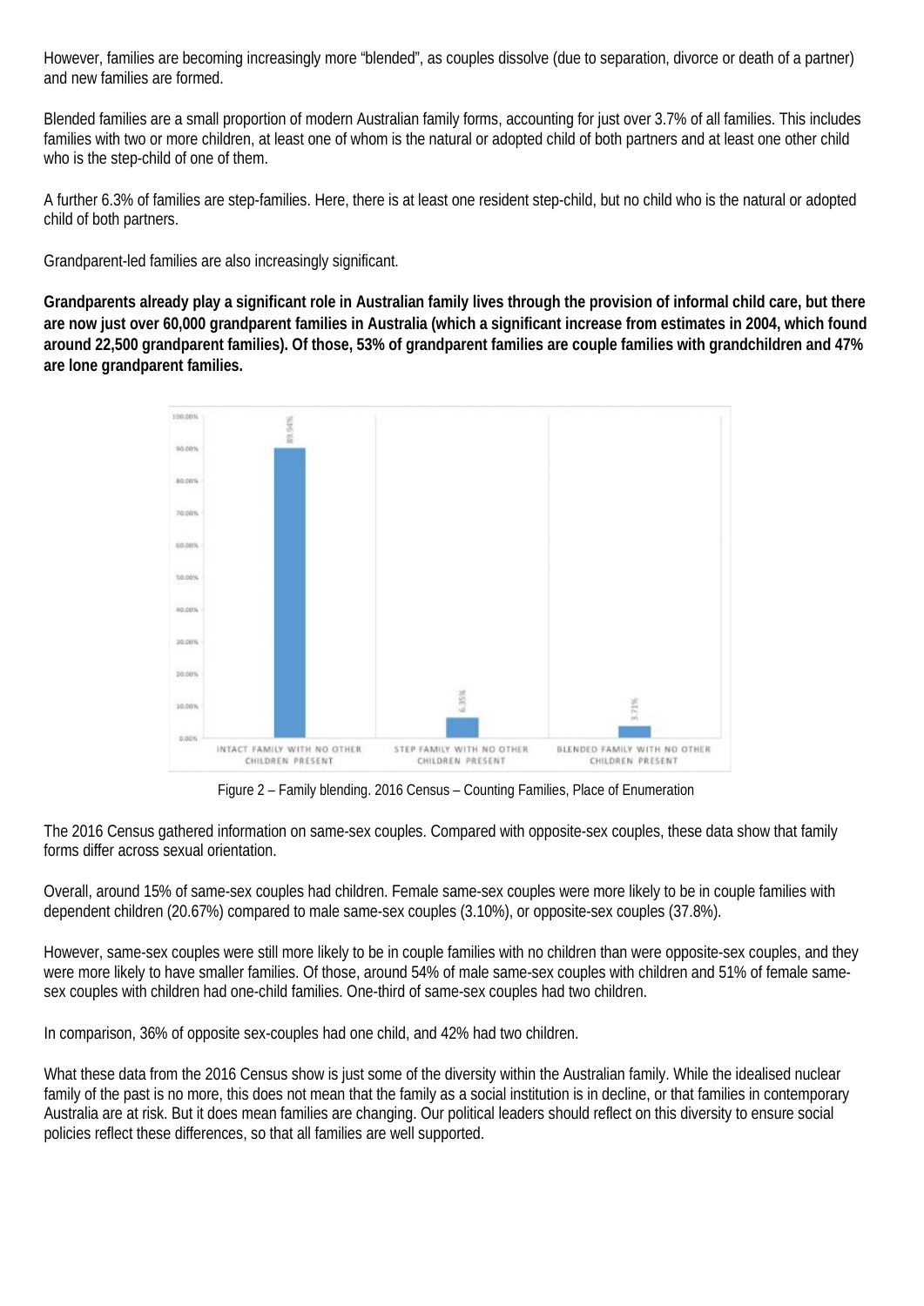However, families are becoming increasingly more "blended", as couples dissolve (due to separation, divorce or death of a partner) and new families are formed.

Blended families are a small proportion of modern Australian family forms, accounting for just over 3.7% of all families. This includes families with two or more children, at least one of whom is the natural or adopted child of both partners and at least one other child who is the step-child of one of them.

A further 6.3% of families are step-families. Here, there is at least one resident step-child, but no child who is the natural or adopted child of both partners.

Grandparent-led families are also increasingly significant.

**Grandparents already play a significant role in Australian family lives through the provision of informal child care, but there are now just over 60,000 grandparent families in Australia (which a significant increase from estimates in 2004, which found around 22,500 grandparent families). Of those, 53% of grandparent families are couple families with grandchildren and 47% are lone grandparent families.**

100.00%
90.00%
80.00%
70.00%
60.00%
50.00%
40.00%
30.00%
20.00%
10.00%
0.00%

89.94%
6.35%
3.71%

INTACT FAMILY WITH NO OTHER CHILDREN PRESENT
STEP FAMILY WITH NO OTHER CHILDREN PRESENT
BLENDED FAMILY WITH NO OTHER CHILDREN PRESENT

Figure 2 – Family blending. 2016 Census – Counting Families, Place of Enumeration

The 2016 Census gathered information on same-sex couples. Compared with opposite-sex couples, these data show that family forms differ across sexual orientation.

Overall, around 15% of same-sex couples had children. Female same-sex couples were more likely to be in couple families with dependent children (20.67%) compared to male same-sex couples (3.10%), or opposite-sex couples (37.8%).

However, same-sex couples were still more likely to be in couple families with no children than were opposite-sex couples, and they were more likely to have smaller families. Of those, around 54% of male same-sex couples with children and 51% of female same-sex couples with children had one-child families. One-third of same-sex couples had two children.

In comparison, 36% of opposite sex-couples had one child, and 42% had two children.

What these data from the 2016 Census show is just some of the diversity within the Australian family. While the idealised nuclear family of the past is no more, this does not mean that the family as a social institution is in decline, or that families in contemporary Australia are at risk. But it does mean families are changing. Our political leaders should reflect on this diversity to ensure social policies reflect these differences, so that all families are well supported.